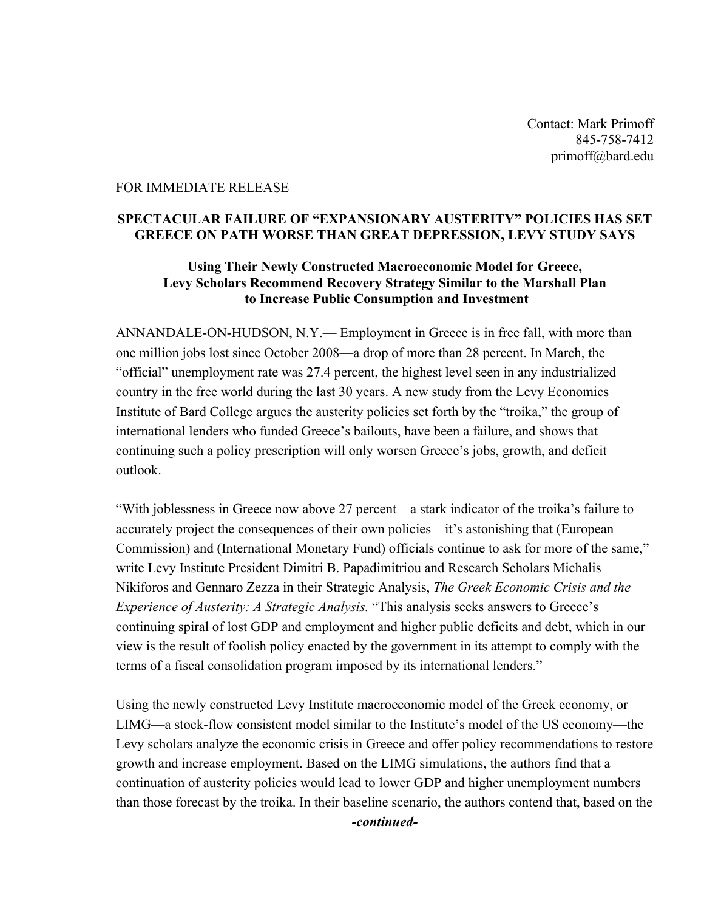Contact: Mark Primoff
845-758-7412
primoff@bard.edu

FOR IMMEDIATE RELEASE

# SPECTACULAR FAILURE OF "EXPANSIONARY AUSTERITY" POLICIES HAS SET GREECE ON PATH WORSE THAN GREAT DEPRESSION, LEVY STUDY SAYS

## Using Their Newly Constructed Macroeconomic Model for Greece, Levy Scholars Recommend Recovery Strategy Similar to the Marshall Plan to Increase Public Consumption and Investment

ANNANDALE-ON-HUDSON, N.Y.— Employment in Greece is in free fall, with more than one million jobs lost since October 2008—a drop of more than 28 percent. In March, the "official" unemployment rate was 27.4 percent, the highest level seen in any industrialized country in the free world during the last 30 years. A new study from the Levy Economics Institute of Bard College argues the austerity policies set forth by the "troika," the group of international lenders who funded Greece's bailouts, have been a failure, and shows that continuing such a policy prescription will only worsen Greece's jobs, growth, and deficit outlook.

"With joblessness in Greece now above 27 percent—a stark indicator of the troika's failure to accurately project the consequences of their own policies—it's astonishing that (European Commission) and (International Monetary Fund) officials continue to ask for more of the same," write Levy Institute President Dimitri B. Papadimitriou and Research Scholars Michalis Nikiforos and Gennaro Zezza in their Strategic Analysis, *The Greek Economic Crisis and the Experience of Austerity: A Strategic Analysis.* "This analysis seeks answers to Greece's continuing spiral of lost GDP and employment and higher public deficits and debt, which in our view is the result of foolish policy enacted by the government in its attempt to comply with the terms of a fiscal consolidation program imposed by its international lenders."

Using the newly constructed Levy Institute macroeconomic model of the Greek economy, or LIMG—a stock-flow consistent model similar to the Institute's model of the US economy—the Levy scholars analyze the economic crisis in Greece and offer policy recommendations to restore growth and increase employment. Based on the LIMG simulations, the authors find that a continuation of austerity policies would lead to lower GDP and higher unemployment numbers than those forecast by the troika. In their baseline scenario, the authors contend that, based on the

***-continued-***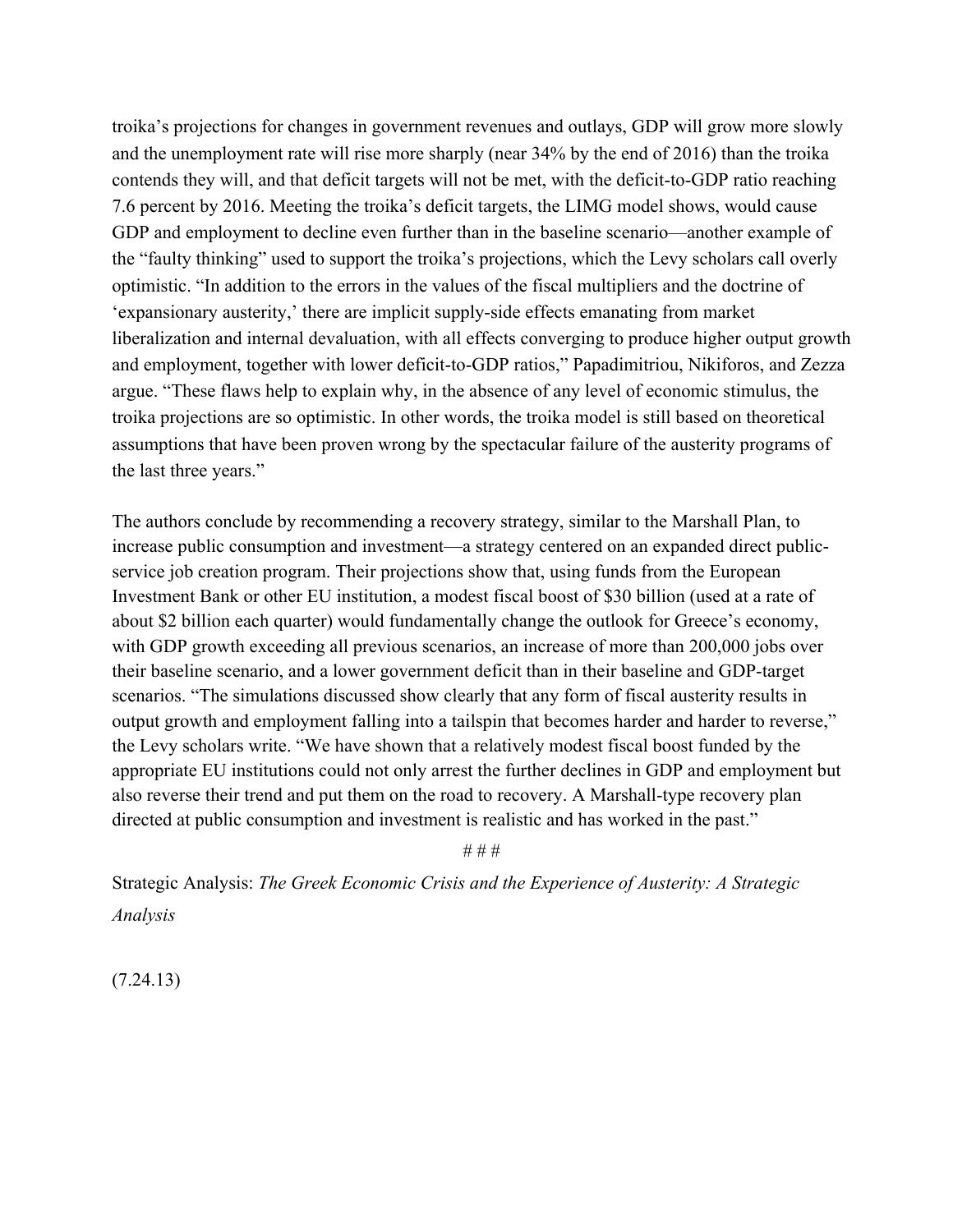troika's projections for changes in government revenues and outlays, GDP will grow more slowly and the unemployment rate will rise more sharply (near 34% by the end of 2016) than the troika contends they will, and that deficit targets will not be met, with the deficit-to-GDP ratio reaching 7.6 percent by 2016. Meeting the troika's deficit targets, the LIMG model shows, would cause GDP and employment to decline even further than in the baseline scenario—another example of the "faulty thinking" used to support the troika's projections, which the Levy scholars call overly optimistic. "In addition to the errors in the values of the fiscal multipliers and the doctrine of 'expansionary austerity,' there are implicit supply-side effects emanating from market liberalization and internal devaluation, with all effects converging to produce higher output growth and employment, together with lower deficit-to-GDP ratios," Papadimitriou, Nikiforos, and Zezza argue. "These flaws help to explain why, in the absence of any level of economic stimulus, the troika projections are so optimistic. In other words, the troika model is still based on theoretical assumptions that have been proven wrong by the spectacular failure of the austerity programs of the last three years."

The authors conclude by recommending a recovery strategy, similar to the Marshall Plan, to increase public consumption and investment—a strategy centered on an expanded direct public-service job creation program. Their projections show that, using funds from the European Investment Bank or other EU institution, a modest fiscal boost of $30 billion (used at a rate of about $2 billion each quarter) would fundamentally change the outlook for Greece's economy, with GDP growth exceeding all previous scenarios, an increase of more than 200,000 jobs over their baseline scenario, and a lower government deficit than in their baseline and GDP-target scenarios. "The simulations discussed show clearly that any form of fiscal austerity results in output growth and employment falling into a tailspin that becomes harder and harder to reverse," the Levy scholars write. "We have shown that a relatively modest fiscal boost funded by the appropriate EU institutions could not only arrest the further declines in GDP and employment but also reverse their trend and put them on the road to recovery. A Marshall-type recovery plan directed at public consumption and investment is realistic and has worked in the past."

# # #

Strategic Analysis: *The Greek Economic Crisis and the Experience of Austerity: A Strategic Analysis*

(7.24.13)